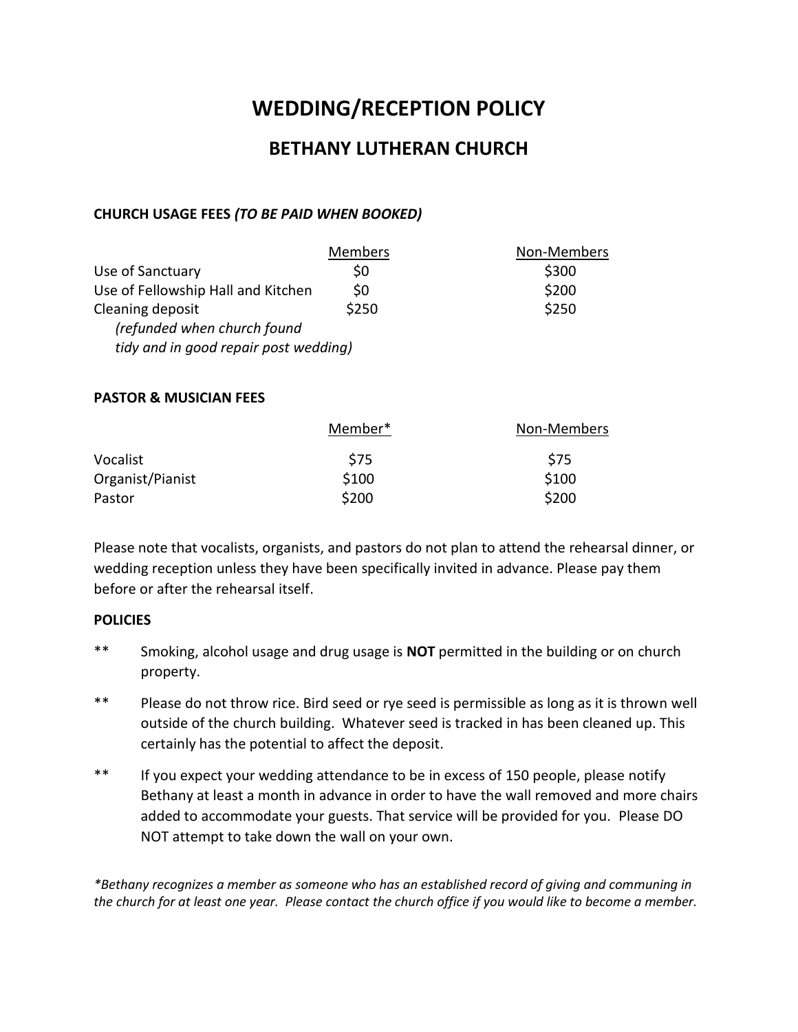# WEDDING/RECEPTION POLICY

## BETHANY LUTHERAN CHURCH

### CHURCH USAGE FEES *(TO BE PAID WHEN BOOKED)*

| | Members | Non-Members |
|---|---|---|
| Use of Sanctuary | $0 | $300 |
| Use of Fellowship Hall and Kitchen | $0 | $200 |
| Cleaning deposit *(refunded when church found tidy and in good repair post wedding)* | $250 | $250 |

### PASTOR & MUSICIAN FEES

| | Member* | Non-Members |
|---|---|---|
| Vocalist | $75 | $75 |
| Organist/Pianist | $100 | $100 |
| Pastor | $200 | $200 |

Please note that vocalists, organists, and pastors do not plan to attend the rehearsal dinner, or wedding reception unless they have been specifically invited in advance. Please pay them before or after the rehearsal itself.

### POLICIES

** Smoking, alcohol usage and drug usage is **NOT** permitted in the building or on church property.

** Please do not throw rice. Bird seed or rye seed is permissible as long as it is thrown well outside of the church building. Whatever seed is tracked in has been cleaned up. This certainly has the potential to affect the deposit.

** If you expect your wedding attendance to be in excess of 150 people, please notify Bethany at least a month in advance in order to have the wall removed and more chairs added to accommodate your guests. That service will be provided for you. Please DO NOT attempt to take down the wall on your own.

*\*Bethany recognizes a member as someone who has an established record of giving and communing in the church for at least one year. Please contact the church office if you would like to become a member.*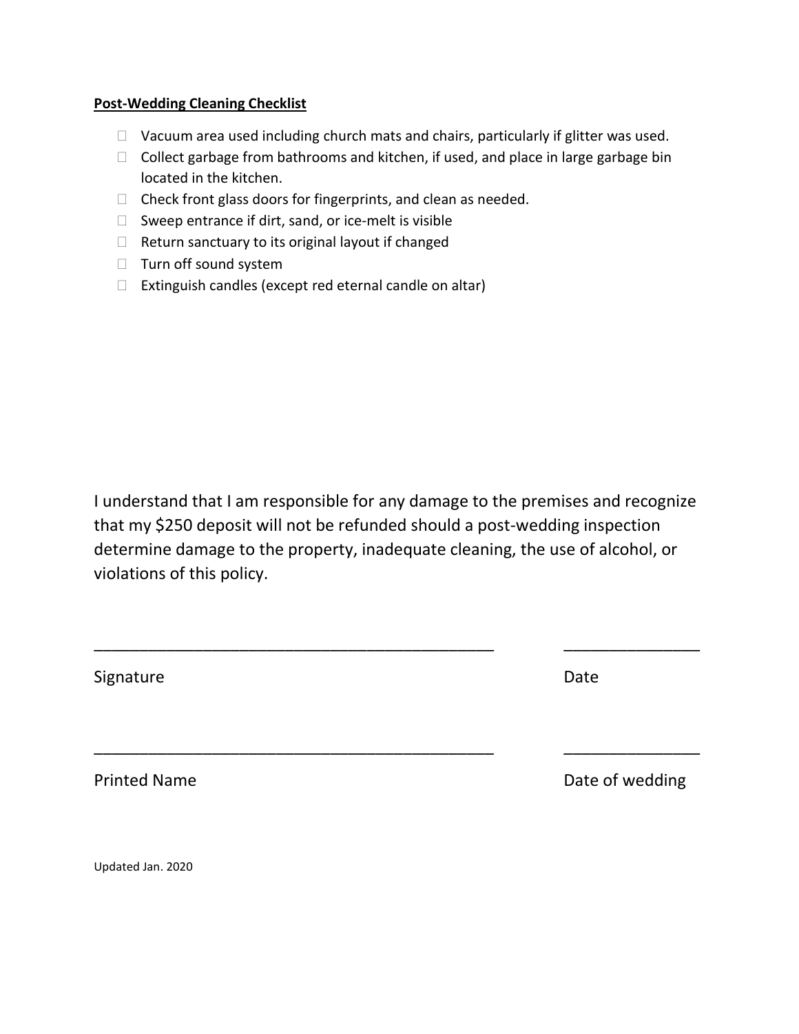**Post-Wedding Cleaning Checklist**

- [ ] Vacuum area used including church mats and chairs, particularly if glitter was used.
- [ ] Collect garbage from bathrooms and kitchen, if used, and place in large garbage bin located in the kitchen.
- [ ] Check front glass doors for fingerprints, and clean as needed.
- [ ] Sweep entrance if dirt, sand, or ice-melt is visible
- [ ] Return sanctuary to its original layout if changed
- [ ] Turn off sound system
- [ ] Extinguish candles (except red eternal candle on altar)

I understand that I am responsible for any damage to the premises and recognize that my $250 deposit will not be refunded should a post-wedding inspection determine damage to the property, inadequate cleaning, the use of alcohol, or violations of this policy.

_______________________________________________ _______________

Signature Date

_______________________________________________ _______________

Printed Name Date of wedding

Updated Jan. 2020